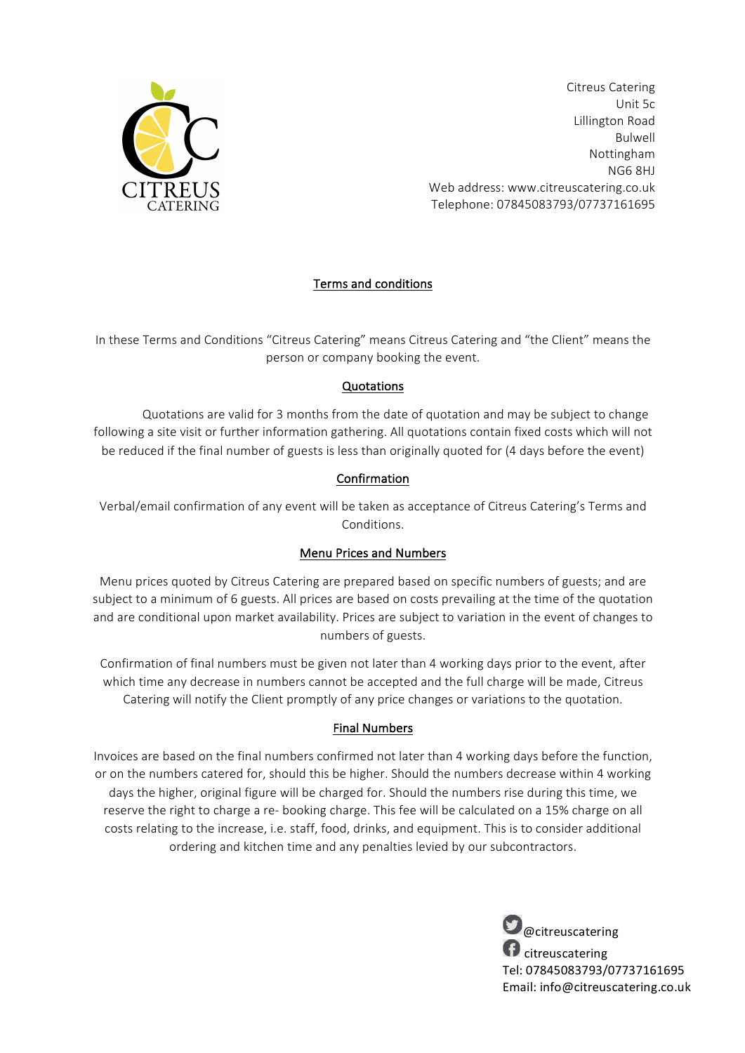CITREUS CATERING

Citreus Catering
Unit 5c
Lillington Road
Bulwell
Nottingham
NG6 8HJ
Web address: www.citreuscatering.co.uk
Telephone: 07845083793/07737161695

## Terms and conditions

In these Terms and Conditions "Citreus Catering" means Citreus Catering and "the Client" means the person or company booking the event.

### Quotations

Quotations are valid for 3 months from the date of quotation and may be subject to change following a site visit or further information gathering. All quotations contain fixed costs which will not be reduced if the final number of guests is less than originally quoted for (4 days before the event)

### Confirmation

Verbal/email confirmation of any event will be taken as acceptance of Citreus Catering's Terms and Conditions.

### Menu Prices and Numbers

Menu prices quoted by Citreus Catering are prepared based on specific numbers of guests; and are subject to a minimum of 6 guests. All prices are based on costs prevailing at the time of the quotation and are conditional upon market availability. Prices are subject to variation in the event of changes to numbers of guests.

Confirmation of final numbers must be given not later than 4 working days prior to the event, after which time any decrease in numbers cannot be accepted and the full charge will be made, Citreus Catering will notify the Client promptly of any price changes or variations to the quotation.

### Final Numbers

Invoices are based on the final numbers confirmed not later than 4 working days before the function, or on the numbers catered for, should this be higher. Should the numbers decrease within 4 working days the higher, original figure will be charged for. Should the numbers rise during this time, we reserve the right to charge a re- booking charge. This fee will be calculated on a 15% charge on all costs relating to the increase, i.e. staff, food, drinks, and equipment. This is to consider additional ordering and kitchen time and any penalties levied by our subcontractors.

@citreuscatering
citreuscatering
Tel: 07845083793/07737161695
Email: info@citreuscatering.co.uk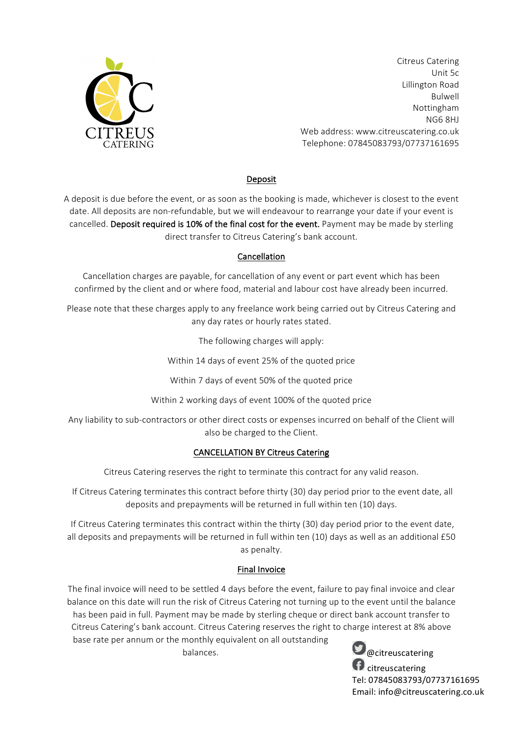CITREUS CATERING

Citreus Catering
Unit 5c
Lillington Road
Bulwell
Nottingham
NG6 8HJ
Web address: www.citreuscatering.co.uk
Telephone: 07845083793/07737161695

## Deposit

A deposit is due before the event, or as soon as the booking is made, whichever is closest to the event date. All deposits are non-refundable, but we will endeavour to rearrange your date if your event is cancelled. **Deposit required is 10% of the final cost for the event.** Payment may be made by sterling direct transfer to Citreus Catering's bank account.

## Cancellation

Cancellation charges are payable, for cancellation of any event or part event which has been confirmed by the client and or where food, material and labour cost have already been incurred.

Please note that these charges apply to any freelance work being carried out by Citreus Catering and any day rates or hourly rates stated.

The following charges will apply:

Within 14 days of event 25% of the quoted price

Within 7 days of event 50% of the quoted price

Within 2 working days of event 100% of the quoted price

Any liability to sub-contractors or other direct costs or expenses incurred on behalf of the Client will also be charged to the Client.

## CANCELLATION BY Citreus Catering

Citreus Catering reserves the right to terminate this contract for any valid reason.

If Citreus Catering terminates this contract before thirty (30) day period prior to the event date, all deposits and prepayments will be returned in full within ten (10) days.

If Citreus Catering terminates this contract within the thirty (30) day period prior to the event date, all deposits and prepayments will be returned in full within ten (10) days as well as an additional £50 as penalty.

## Final Invoice

The final invoice will need to be settled 4 days before the event, failure to pay final invoice and clear balance on this date will run the risk of Citreus Catering not turning up to the event until the balance has been paid in full. Payment may be made by sterling cheque or direct bank account transfer to Citreus Catering's bank account. Citreus Catering reserves the right to charge interest at 8% above base rate per annum or the monthly equivalent on all outstanding balances.

@citreuscatering
citreuscatering
Tel: 07845083793/07737161695
Email: info@citreuscatering.co.uk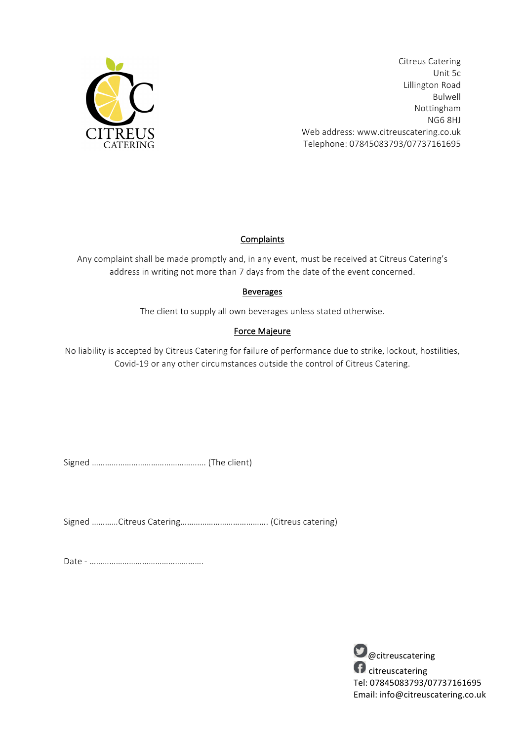CITREUS CATERING

Citreus Catering
Unit 5c
Lillington Road
Bulwell
Nottingham
NG6 8HJ
Web address: www.citreuscatering.co.uk
Telephone: 07845083793/07737161695

## Complaints

Any complaint shall be made promptly and, in any event, must be received at Citreus Catering's address in writing not more than 7 days from the date of the event concerned.

## Beverages

The client to supply all own beverages unless stated otherwise.

## Force Majeure

No liability is accepted by Citreus Catering for failure of performance due to strike, lockout, hostilities, Covid-19 or any other circumstances outside the control of Citreus Catering.

Signed …………………………………………… (The client)

Signed …………Citreus Catering………………………………… (Citreus catering)

Date - …………………………………………….

@citreuscatering
citreuscatering
Tel: 07845083793/07737161695
Email: info@citreuscatering.co.uk